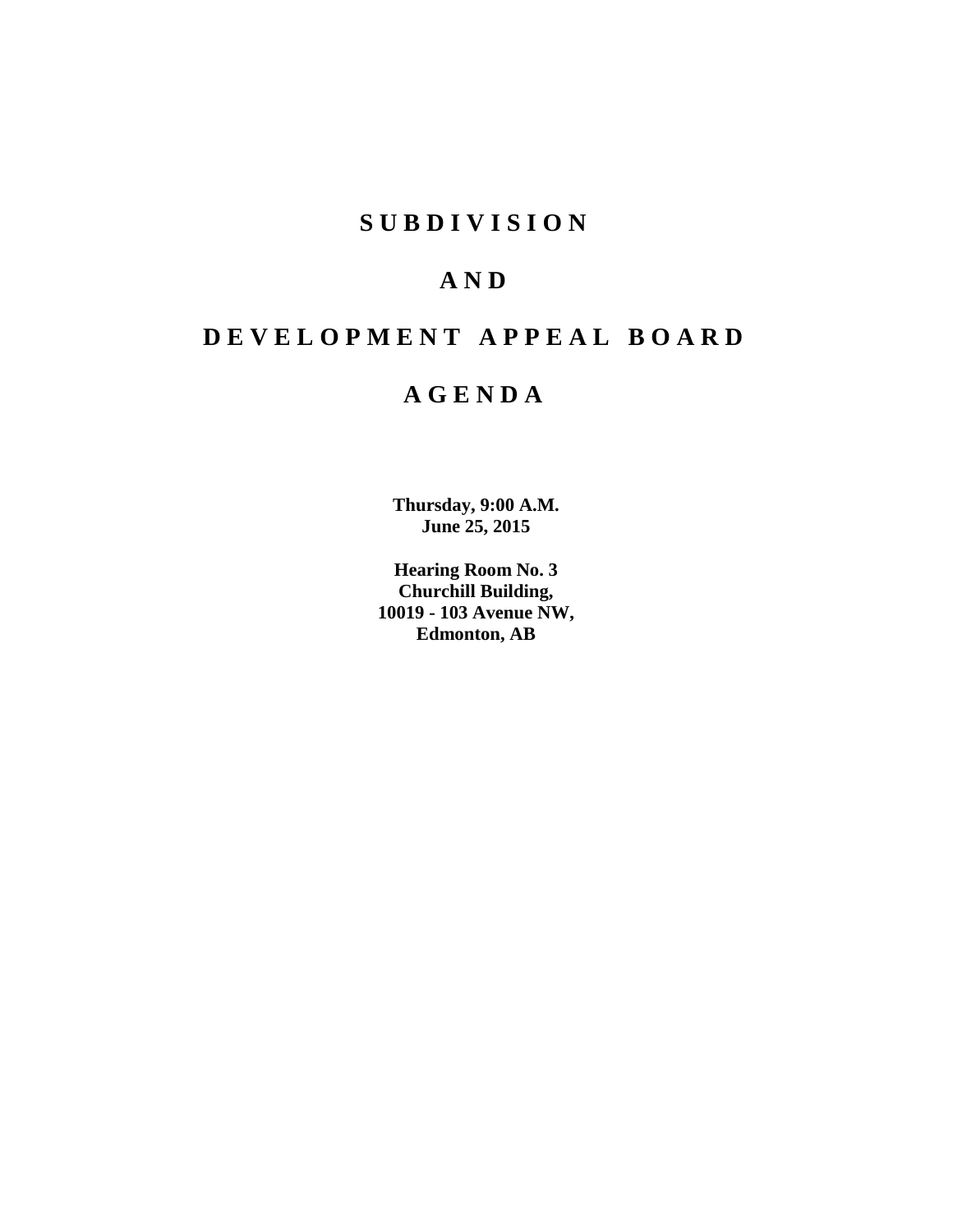# SUBDIVISION

# AND

# DEVELOPMENT APPEAL BOARD

# AGENDA

**Thursday, 9:00 A.M.**
**June 25, 2015**

**Hearing Room No. 3**
**Churchill Building,**
**10019 - 103 Avenue NW,**
**Edmonton, AB**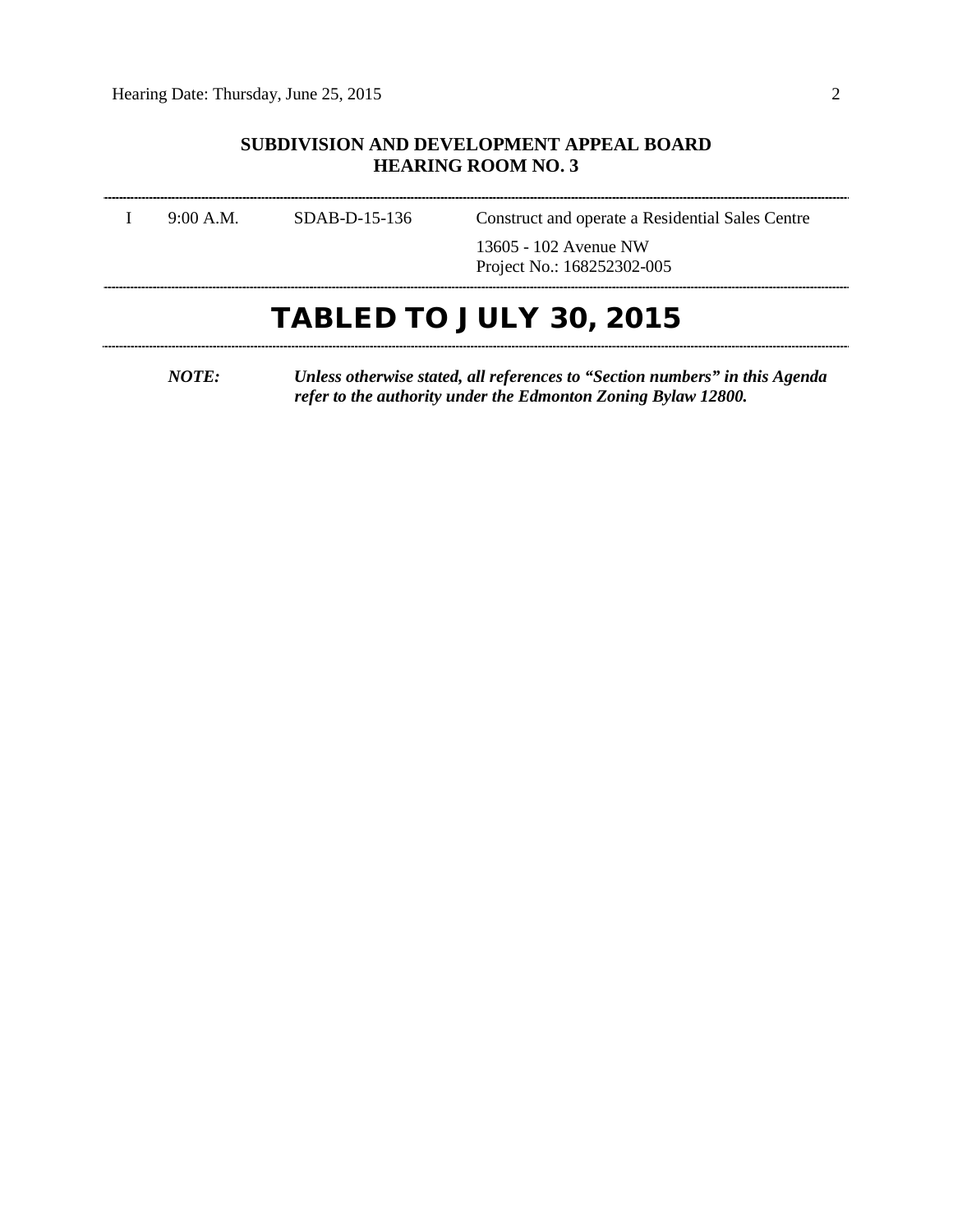**SUBDIVISION AND DEVELOPMENT APPEAL BOARD**
**HEARING ROOM NO. 3**

---

| | | | |
|---|---|---|---|
| I | 9:00 A.M. | SDAB-D-15-136 | Construct and operate a Residential Sales Centre<br><br>13605 - 102 Avenue NW<br>Project No.: 168252302-005 |

---

# TABLED TO JULY 30, 2015

---

***NOTE:*** ***Unless otherwise stated, all references to "Section numbers" in this Agenda refer to the authority under the Edmonton Zoning Bylaw 12800.***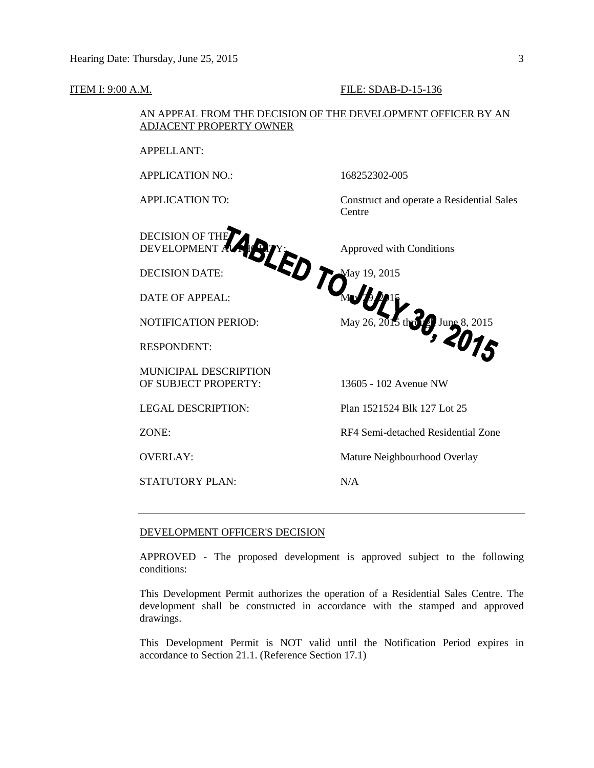ITEM I: 9:00 A.M. FILE: SDAB-D-15-136

AN APPEAL FROM THE DECISION OF THE DEVELOPMENT OFFICER BY AN ADJACENT PROPERTY OWNER

**TABLED TO JULY 30, 2015**

| | |
|---|---|
| APPELLANT: | |
| APPLICATION NO.: | 168252302-005 |
| APPLICATION TO: | Construct and operate a Residential Sales Centre |
| DECISION OF THE DEVELOPMENT AUTHORITY: | Approved with Conditions |
| DECISION DATE: | May 19, 2015 |
| DATE OF APPEAL: | May 29, 2015 |
| NOTIFICATION PERIOD: | May 26, 2015 through June 8, 2015 |
| RESPONDENT: | |
| MUNICIPAL DESCRIPTION OF SUBJECT PROPERTY: | 13605 - 102 Avenue NW |
| LEGAL DESCRIPTION: | Plan 1521524 Blk 127 Lot 25 |
| ZONE: | RF4 Semi-detached Residential Zone |
| OVERLAY: | Mature Neighbourhood Overlay |
| STATUTORY PLAN: | N/A |

---

DEVELOPMENT OFFICER'S DECISION

APPROVED - The proposed development is approved subject to the following conditions:

This Development Permit authorizes the operation of a Residential Sales Centre. The development shall be constructed in accordance with the stamped and approved drawings.

This Development Permit is NOT valid until the Notification Period expires in accordance to Section 21.1. (Reference Section 17.1)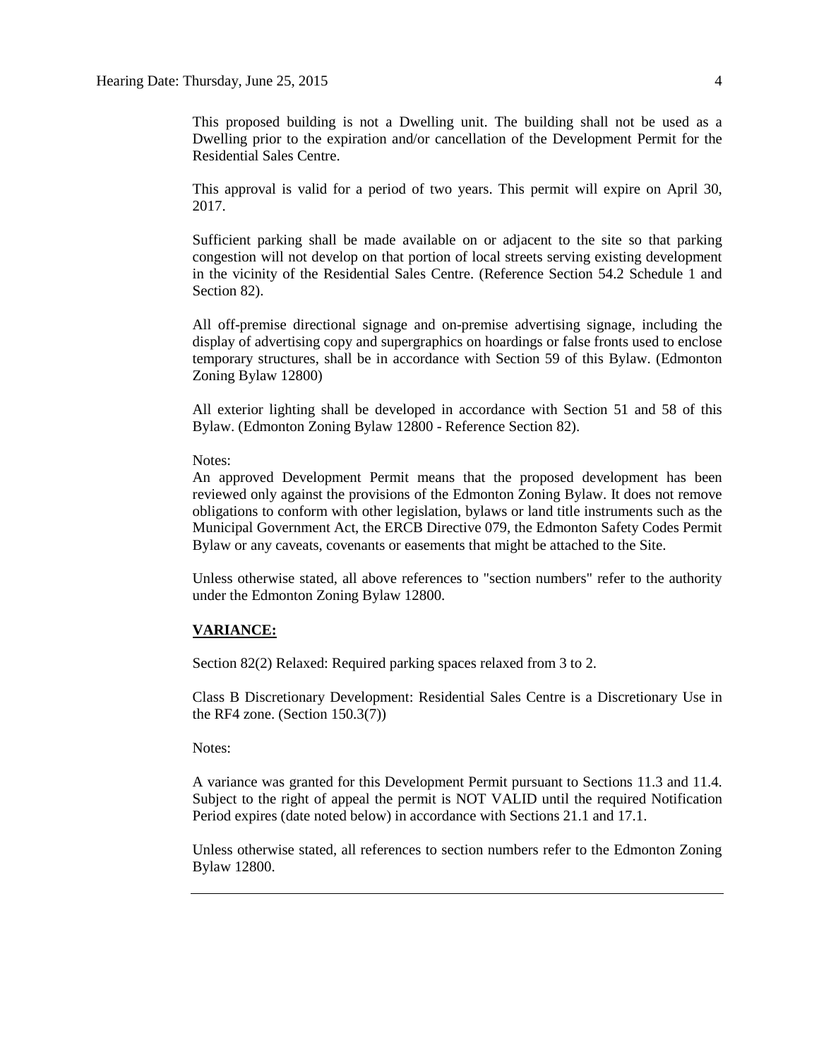This proposed building is not a Dwelling unit. The building shall not be used as a Dwelling prior to the expiration and/or cancellation of the Development Permit for the Residential Sales Centre.

This approval is valid for a period of two years. This permit will expire on April 30, 2017.

Sufficient parking shall be made available on or adjacent to the site so that parking congestion will not develop on that portion of local streets serving existing development in the vicinity of the Residential Sales Centre. (Reference Section 54.2 Schedule 1 and Section 82).

All off-premise directional signage and on-premise advertising signage, including the display of advertising copy and supergraphics on hoardings or false fronts used to enclose temporary structures, shall be in accordance with Section 59 of this Bylaw. (Edmonton Zoning Bylaw 12800)

All exterior lighting shall be developed in accordance with Section 51 and 58 of this Bylaw. (Edmonton Zoning Bylaw 12800 - Reference Section 82).

Notes:
An approved Development Permit means that the proposed development has been reviewed only against the provisions of the Edmonton Zoning Bylaw. It does not remove obligations to conform with other legislation, bylaws or land title instruments such as the Municipal Government Act, the ERCB Directive 079, the Edmonton Safety Codes Permit Bylaw or any caveats, covenants or easements that might be attached to the Site.

Unless otherwise stated, all above references to "section numbers" refer to the authority under the Edmonton Zoning Bylaw 12800.

**VARIANCE:**

Section 82(2) Relaxed: Required parking spaces relaxed from 3 to 2.

Class B Discretionary Development: Residential Sales Centre is a Discretionary Use in the RF4 zone. (Section 150.3(7))

Notes:

A variance was granted for this Development Permit pursuant to Sections 11.3 and 11.4. Subject to the right of appeal the permit is NOT VALID until the required Notification Period expires (date noted below) in accordance with Sections 21.1 and 17.1.

Unless otherwise stated, all references to section numbers refer to the Edmonton Zoning Bylaw 12800.

---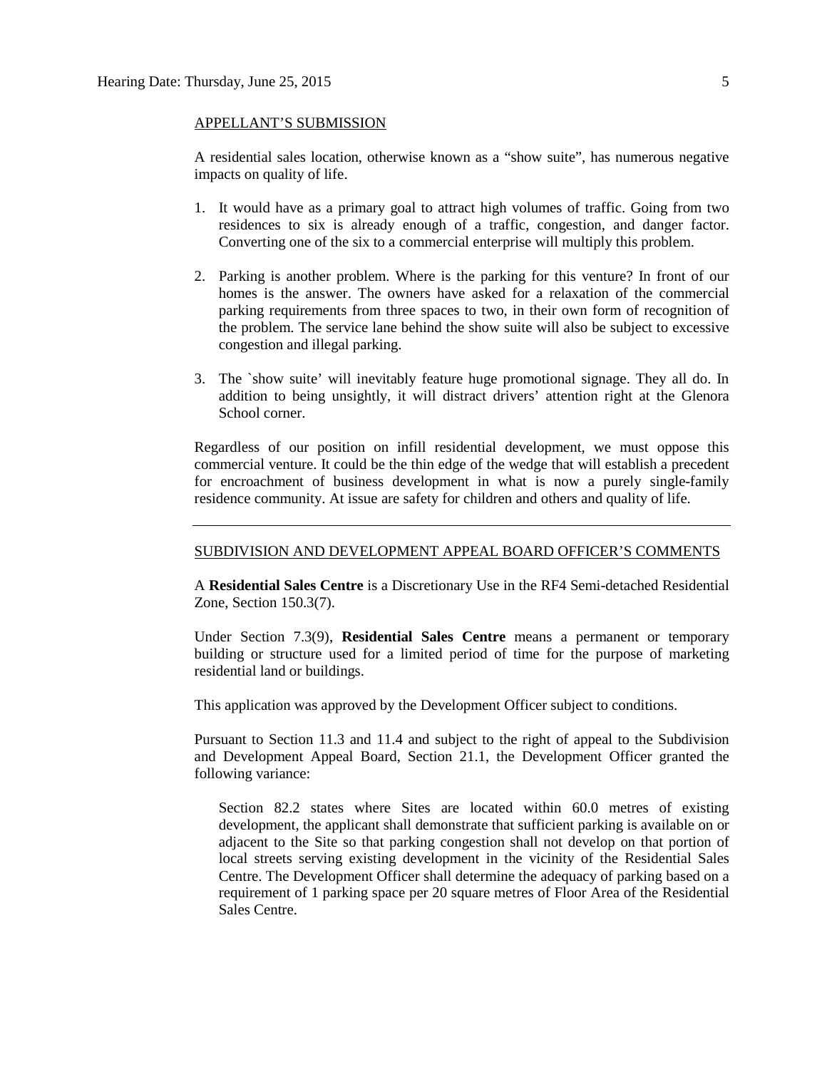## APPELLANT'S SUBMISSION

A residential sales location, otherwise known as a "show suite", has numerous negative impacts on quality of life.

1. It would have as a primary goal to attract high volumes of traffic. Going from two residences to six is already enough of a traffic, congestion, and danger factor. Converting one of the six to a commercial enterprise will multiply this problem.

2. Parking is another problem. Where is the parking for this venture? In front of our homes is the answer. The owners have asked for a relaxation of the commercial parking requirements from three spaces to two, in their own form of recognition of the problem. The service lane behind the show suite will also be subject to excessive congestion and illegal parking.

3. The `show suite' will inevitably feature huge promotional signage. They all do. In addition to being unsightly, it will distract drivers' attention right at the Glenora School corner.

Regardless of our position on infill residential development, we must oppose this commercial venture. It could be the thin edge of the wedge that will establish a precedent for encroachment of business development in what is now a purely single-family residence community. At issue are safety for children and others and quality of life.

---

## SUBDIVISION AND DEVELOPMENT APPEAL BOARD OFFICER'S COMMENTS

A **Residential Sales Centre** is a Discretionary Use in the RF4 Semi-detached Residential Zone, Section 150.3(7).

Under Section 7.3(9), **Residential Sales Centre** means a permanent or temporary building or structure used for a limited period of time for the purpose of marketing residential land or buildings.

This application was approved by the Development Officer subject to conditions.

Pursuant to Section 11.3 and 11.4 and subject to the right of appeal to the Subdivision and Development Appeal Board, Section 21.1, the Development Officer granted the following variance:

> Section 82.2 states where Sites are located within 60.0 metres of existing development, the applicant shall demonstrate that sufficient parking is available on or adjacent to the Site so that parking congestion shall not develop on that portion of local streets serving existing development in the vicinity of the Residential Sales Centre. The Development Officer shall determine the adequacy of parking based on a requirement of 1 parking space per 20 square metres of Floor Area of the Residential Sales Centre.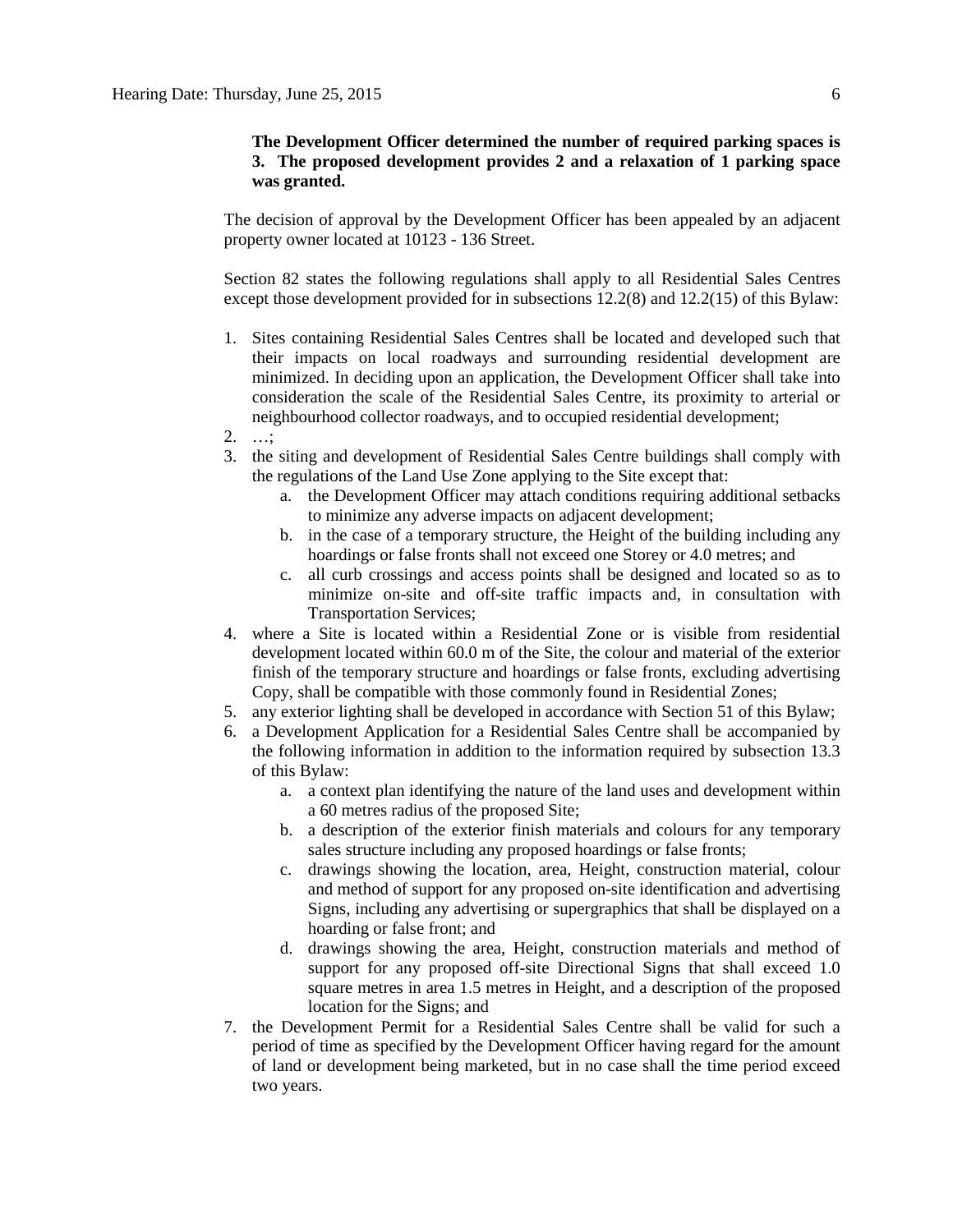**The Development Officer determined the number of required parking spaces is 3. The proposed development provides 2 and a relaxation of 1 parking space was granted.**

The decision of approval by the Development Officer has been appealed by an adjacent property owner located at 10123 - 136 Street.

Section 82 states the following regulations shall apply to all Residential Sales Centres except those development provided for in subsections 12.2(8) and 12.2(15) of this Bylaw:

1. Sites containing Residential Sales Centres shall be located and developed such that their impacts on local roadways and surrounding residential development are minimized. In deciding upon an application, the Development Officer shall take into consideration the scale of the Residential Sales Centre, its proximity to arterial or neighbourhood collector roadways, and to occupied residential development;
2. …;
3. the siting and development of Residential Sales Centre buildings shall comply with the regulations of the Land Use Zone applying to the Site except that:
   a. the Development Officer may attach conditions requiring additional setbacks to minimize any adverse impacts on adjacent development;
   b. in the case of a temporary structure, the Height of the building including any hoardings or false fronts shall not exceed one Storey or 4.0 metres; and
   c. all curb crossings and access points shall be designed and located so as to minimize on-site and off-site traffic impacts and, in consultation with Transportation Services;
4. where a Site is located within a Residential Zone or is visible from residential development located within 60.0 m of the Site, the colour and material of the exterior finish of the temporary structure and hoardings or false fronts, excluding advertising Copy, shall be compatible with those commonly found in Residential Zones;
5. any exterior lighting shall be developed in accordance with Section 51 of this Bylaw;
6. a Development Application for a Residential Sales Centre shall be accompanied by the following information in addition to the information required by subsection 13.3 of this Bylaw:
   a. a context plan identifying the nature of the land uses and development within a 60 metres radius of the proposed Site;
   b. a description of the exterior finish materials and colours for any temporary sales structure including any proposed hoardings or false fronts;
   c. drawings showing the location, area, Height, construction material, colour and method of support for any proposed on-site identification and advertising Signs, including any advertising or supergraphics that shall be displayed on a hoarding or false front; and
   d. drawings showing the area, Height, construction materials and method of support for any proposed off-site Directional Signs that shall exceed 1.0 square metres in area 1.5 metres in Height, and a description of the proposed location for the Signs; and
7. the Development Permit for a Residential Sales Centre shall be valid for such a period of time as specified by the Development Officer having regard for the amount of land or development being marketed, but in no case shall the time period exceed two years.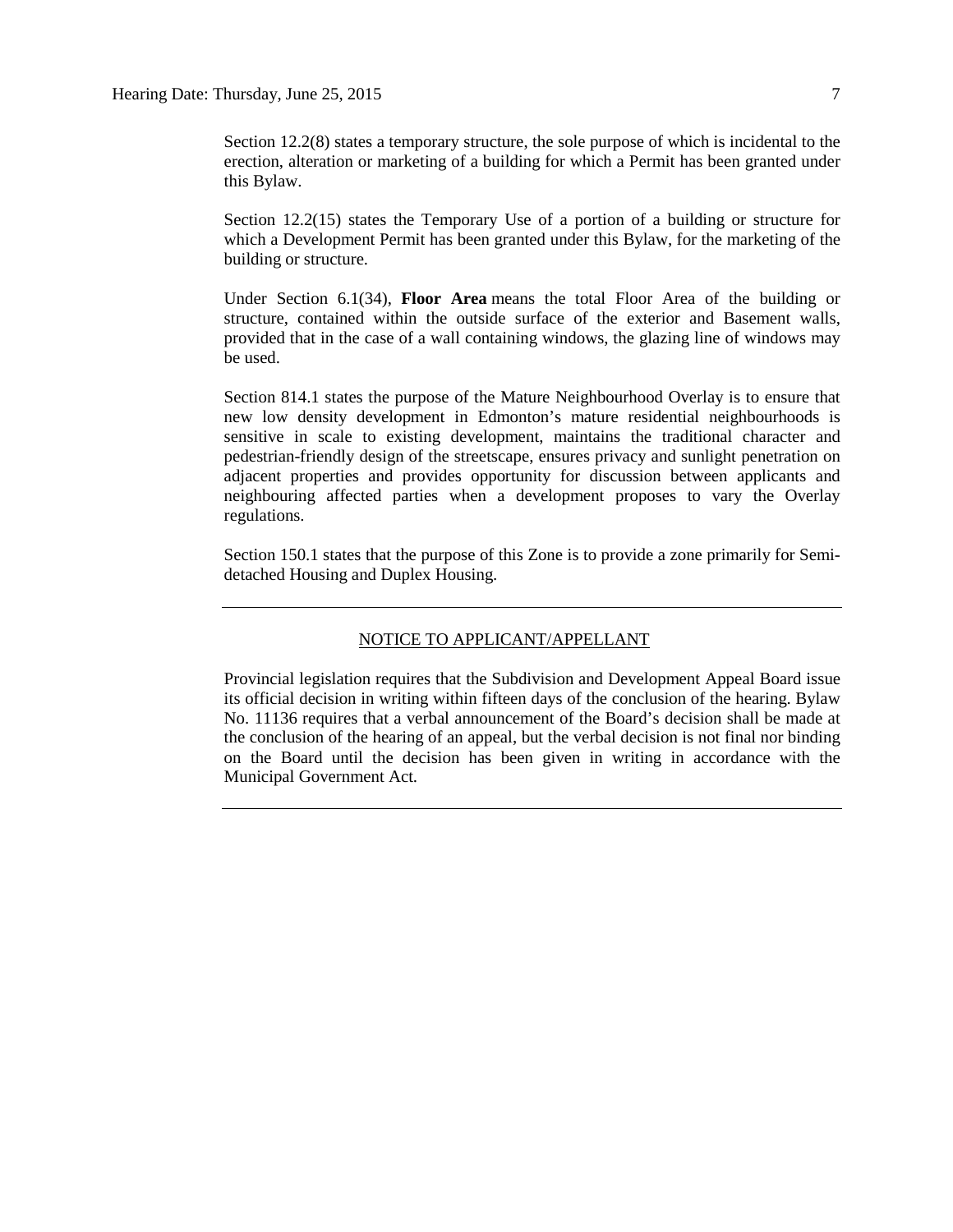Section 12.2(8) states a temporary structure, the sole purpose of which is incidental to the erection, alteration or marketing of a building for which a Permit has been granted under this Bylaw.

Section 12.2(15) states the Temporary Use of a portion of a building or structure for which a Development Permit has been granted under this Bylaw, for the marketing of the building or structure.

Under Section 6.1(34), **Floor Area** means the total Floor Area of the building or structure, contained within the outside surface of the exterior and Basement walls, provided that in the case of a wall containing windows, the glazing line of windows may be used.

Section 814.1 states the purpose of the Mature Neighbourhood Overlay is to ensure that new low density development in Edmonton's mature residential neighbourhoods is sensitive in scale to existing development, maintains the traditional character and pedestrian-friendly design of the streetscape, ensures privacy and sunlight penetration on adjacent properties and provides opportunity for discussion between applicants and neighbouring affected parties when a development proposes to vary the Overlay regulations.

Section 150.1 states that the purpose of this Zone is to provide a zone primarily for Semi-detached Housing and Duplex Housing.

---

NOTICE TO APPLICANT/APPELLANT

Provincial legislation requires that the Subdivision and Development Appeal Board issue its official decision in writing within fifteen days of the conclusion of the hearing. Bylaw No. 11136 requires that a verbal announcement of the Board's decision shall be made at the conclusion of the hearing of an appeal, but the verbal decision is not final nor binding on the Board until the decision has been given in writing in accordance with the Municipal Government Act.

---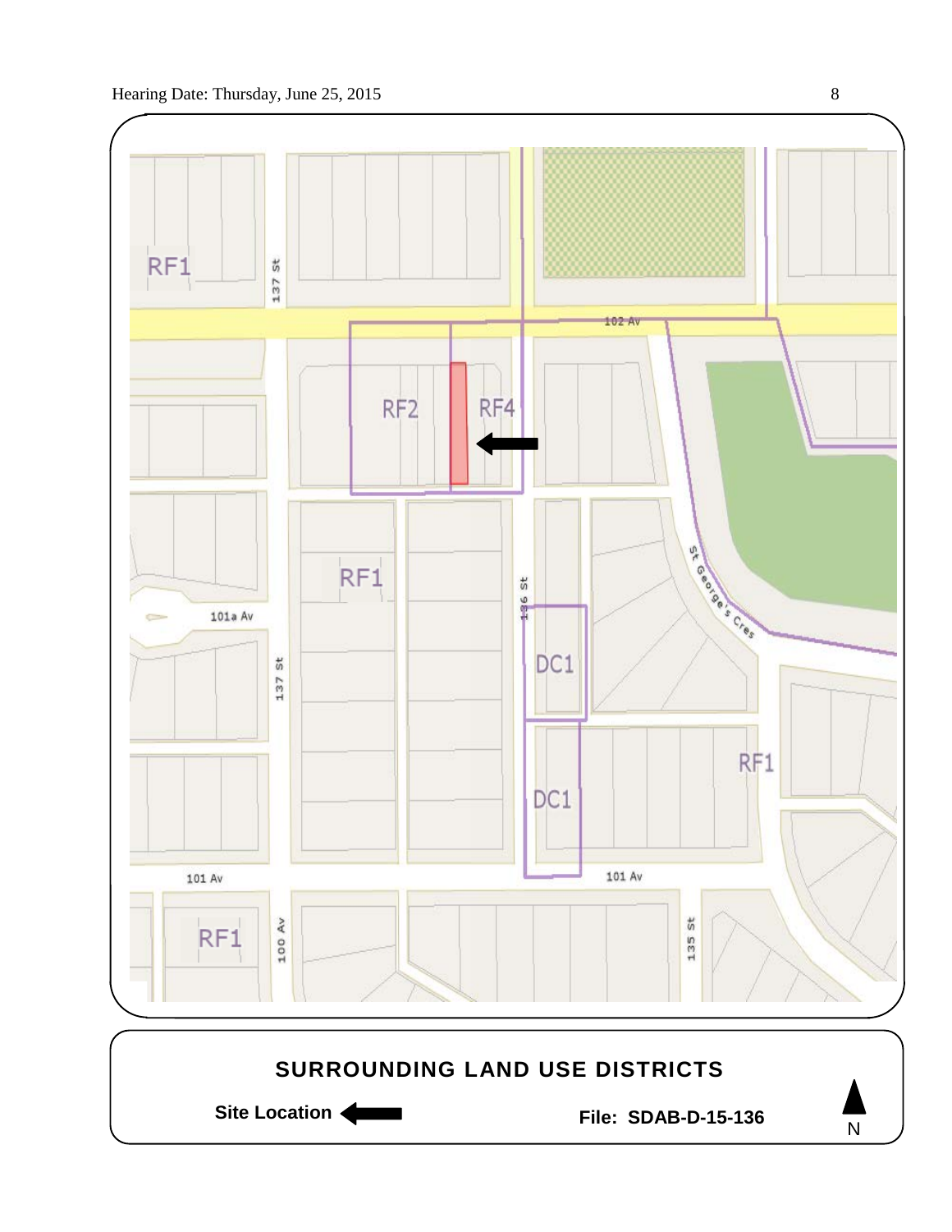RF1

137 St

102 Av

RF2

RF4

RF1

136 St

101a Av

137 St

DC1

St George's Cres

RF1

DC1

101 Av

101 Av

RF1

100 Av

135 St

## SURROUNDING LAND USE DISTRICTS

**Site Location**

**File: SDAB-D-15-136**

N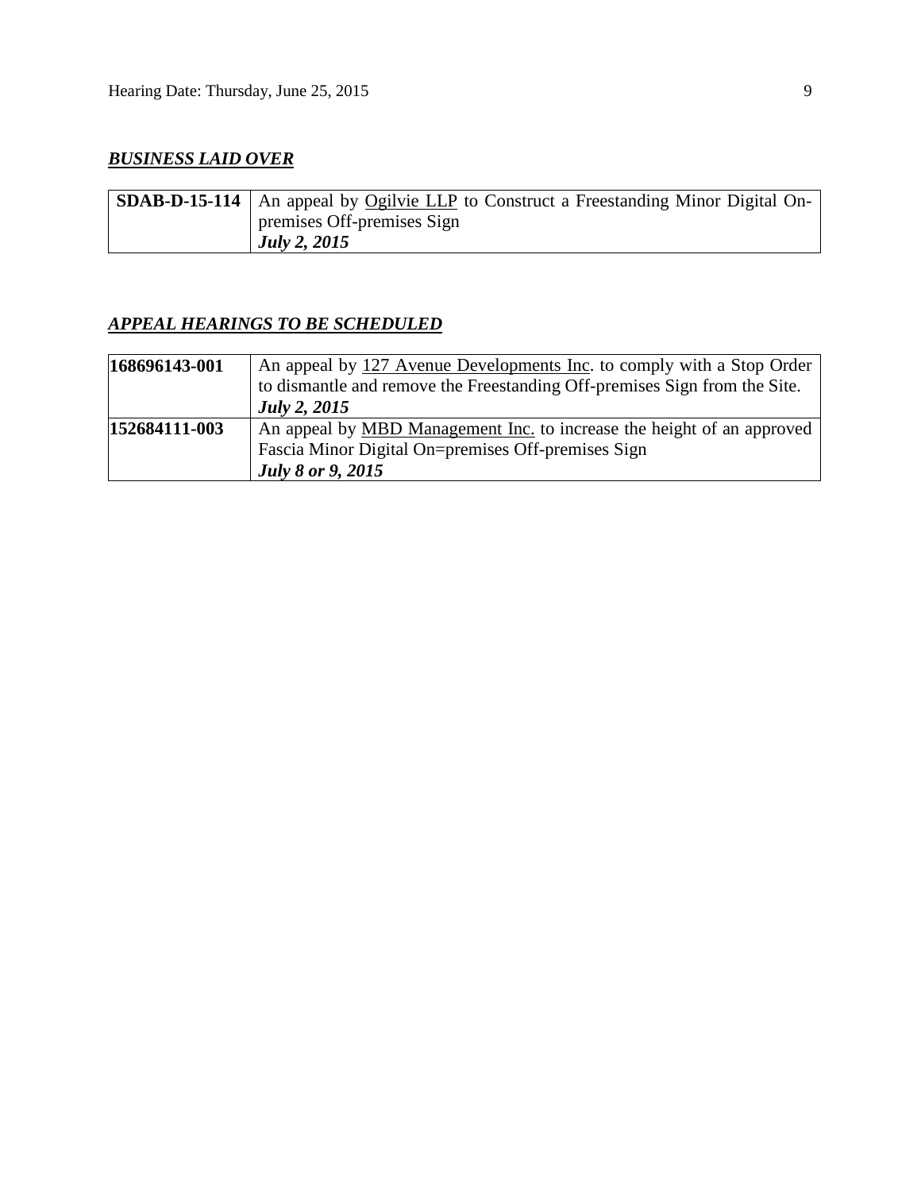***BUSINESS LAID OVER***

| | |
|---|---|
| **SDAB-D-15-114** | An appeal by Ogilvie LLP to Construct a Freestanding Minor Digital On-premises Off-premises Sign<br>***July 2, 2015*** |

***APPEAL HEARINGS TO BE SCHEDULED***

| | |
|---|---|
| **168696143-001** | An appeal by 127 Avenue Developments Inc. to comply with a Stop Order to dismantle and remove the Freestanding Off-premises Sign from the Site.<br>***July 2, 2015*** |
| **152684111-003** | An appeal by MBD Management Inc. to increase the height of an approved Fascia Minor Digital On=premises Off-premises Sign<br>***July 8 or 9, 2015*** |